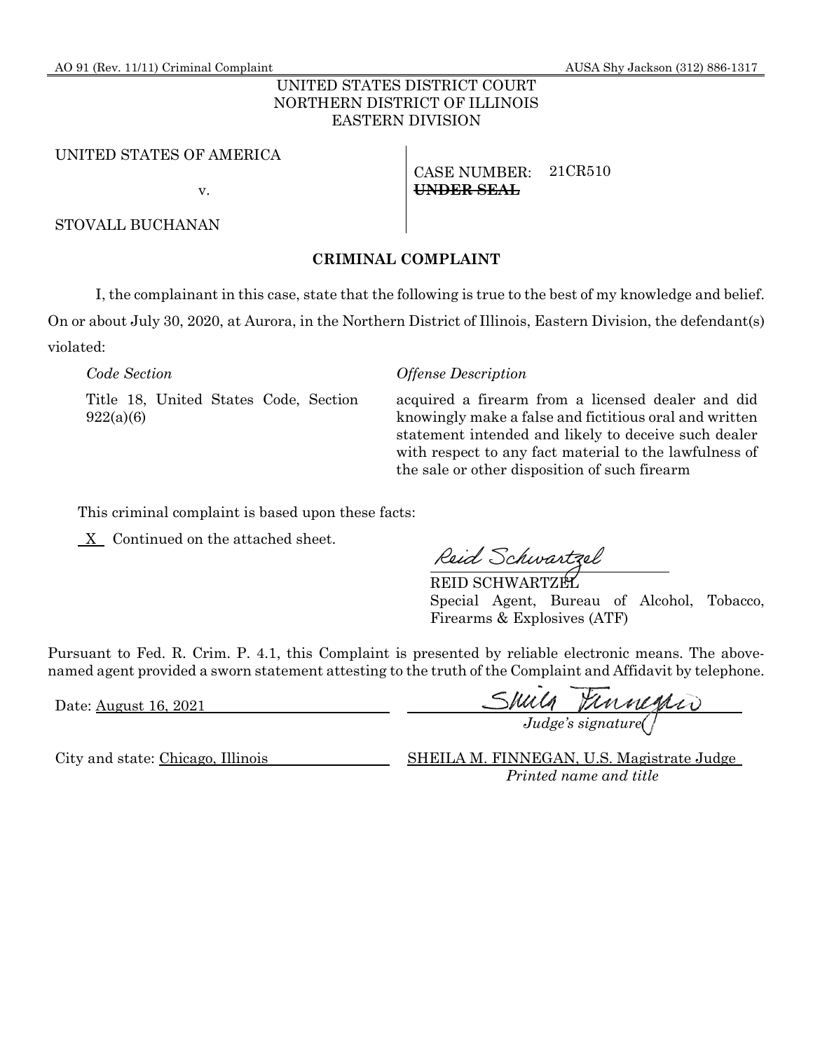AO 91 (Rev. 11/11) Criminal Complaint AUSA Shy Jackson (312) 886-1317

UNITED STATES DISTRICT COURT
NORTHERN DISTRICT OF ILLINOIS
EASTERN DIVISION

UNITED STATES OF AMERICA

v.

STOVALL BUCHANAN

CASE NUMBER: 21CR510
~~UNDER SEAL~~

## CRIMINAL COMPLAINT

I, the complainant in this case, state that the following is true to the best of my knowledge and belief. On or about July 30, 2020, at Aurora, in the Northern District of Illinois, Eastern Division, the defendant(s) violated:

| *Code Section* | *Offense Description* |
| --- | --- |
| Title 18, United States Code, Section 922(a)(6) | acquired a firearm from a licensed dealer and did knowingly make a false and fictitious oral and written statement intended and likely to deceive such dealer with respect to any fact material to the lawfulness of the sale or other disposition of such firearm |

This criminal complaint is based upon these facts:

X Continued on the attached sheet.

Reid Schwartzel
REID SCHWARTZEL
Special Agent, Bureau of Alcohol, Tobacco, Firearms & Explosives (ATF)

Pursuant to Fed. R. Crim. P. 4.1, this Complaint is presented by reliable electronic means. The above-named agent provided a sworn statement attesting to the truth of the Complaint and Affidavit by telephone.

Date: August 16, 2021

Sheila Finnegan
*Judge's signature*

City and state: Chicago, Illinois

SHEILA M. FINNEGAN, U.S. Magistrate Judge
*Printed name and title*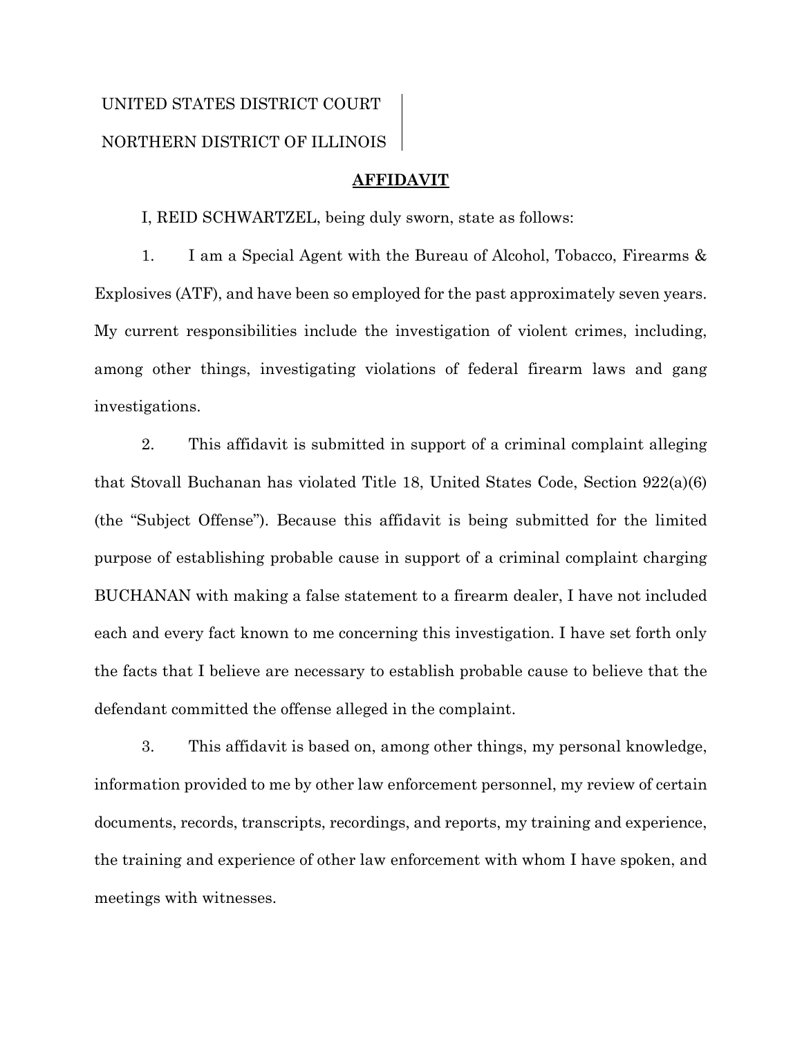UNITED STATES DISTRICT COURT

NORTHERN DISTRICT OF ILLINOIS

**AFFIDAVIT**

I, REID SCHWARTZEL, being duly sworn, state as follows:

1. I am a Special Agent with the Bureau of Alcohol, Tobacco, Firearms & Explosives (ATF), and have been so employed for the past approximately seven years. My current responsibilities include the investigation of violent crimes, including, among other things, investigating violations of federal firearm laws and gang investigations.

2. This affidavit is submitted in support of a criminal complaint alleging that Stovall Buchanan has violated Title 18, United States Code, Section 922(a)(6) (the "Subject Offense"). Because this affidavit is being submitted for the limited purpose of establishing probable cause in support of a criminal complaint charging BUCHANAN with making a false statement to a firearm dealer, I have not included each and every fact known to me concerning this investigation. I have set forth only the facts that I believe are necessary to establish probable cause to believe that the defendant committed the offense alleged in the complaint.

3. This affidavit is based on, among other things, my personal knowledge, information provided to me by other law enforcement personnel, my review of certain documents, records, transcripts, recordings, and reports, my training and experience, the training and experience of other law enforcement with whom I have spoken, and meetings with witnesses.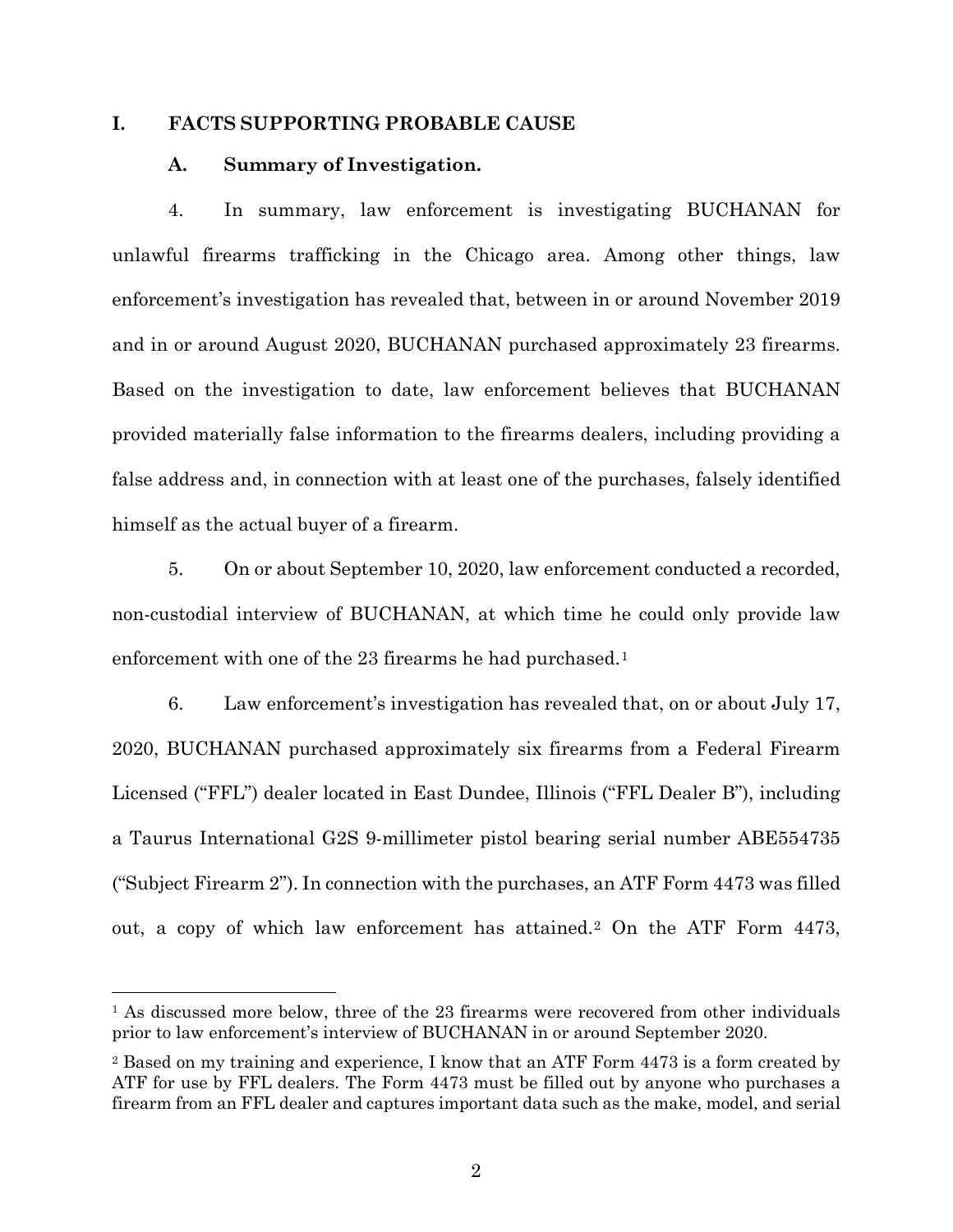## I. FACTS SUPPORTING PROBABLE CAUSE

### A. Summary of Investigation.

4. In summary, law enforcement is investigating BUCHANAN for unlawful firearms trafficking in the Chicago area. Among other things, law enforcement's investigation has revealed that, between in or around November 2019 and in or around August 2020, BUCHANAN purchased approximately 23 firearms. Based on the investigation to date, law enforcement believes that BUCHANAN provided materially false information to the firearms dealers, including providing a false address and, in connection with at least one of the purchases, falsely identified himself as the actual buyer of a firearm.

5. On or about September 10, 2020, law enforcement conducted a recorded, non-custodial interview of BUCHANAN, at which time he could only provide law enforcement with one of the 23 firearms he had purchased.[1]

6. Law enforcement's investigation has revealed that, on or about July 17, 2020, BUCHANAN purchased approximately six firearms from a Federal Firearm Licensed ("FFL") dealer located in East Dundee, Illinois ("FFL Dealer B"), including a Taurus International G2S 9-millimeter pistol bearing serial number ABE554735 ("Subject Firearm 2"). In connection with the purchases, an ATF Form 4473 was filled out, a copy of which law enforcement has attained.[2] On the ATF Form 4473,

[1] As discussed more below, three of the 23 firearms were recovered from other individuals prior to law enforcement's interview of BUCHANAN in or around September 2020.

[2] Based on my training and experience, I know that an ATF Form 4473 is a form created by ATF for use by FFL dealers. The Form 4473 must be filled out by anyone who purchases a firearm from an FFL dealer and captures important data such as the make, model, and serial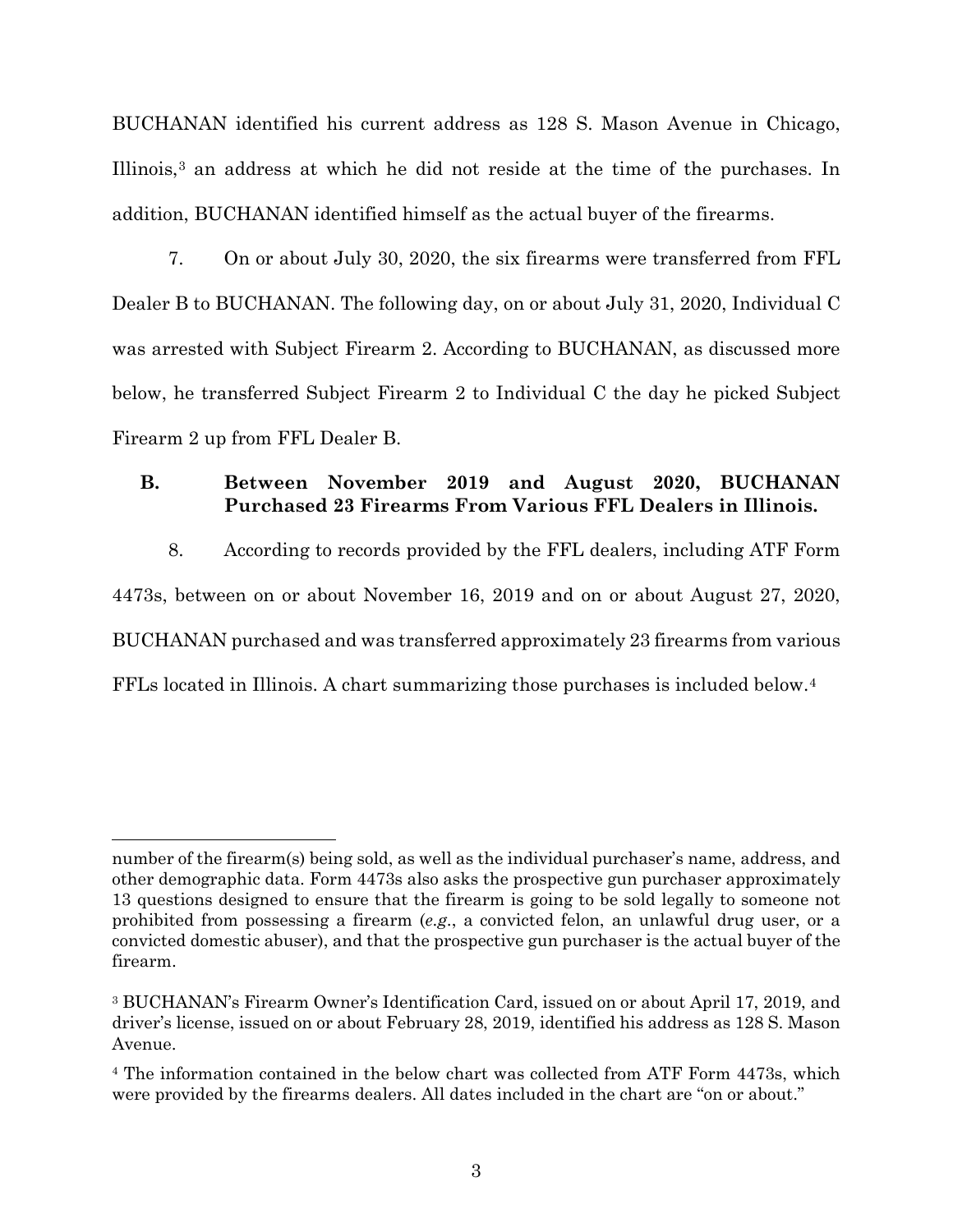BUCHANAN identified his current address as 128 S. Mason Avenue in Chicago, Illinois,[3] an address at which he did not reside at the time of the purchases. In addition, BUCHANAN identified himself as the actual buyer of the firearms.

7. On or about July 30, 2020, the six firearms were transferred from FFL Dealer B to BUCHANAN. The following day, on or about July 31, 2020, Individual C was arrested with Subject Firearm 2. According to BUCHANAN, as discussed more below, he transferred Subject Firearm 2 to Individual C the day he picked Subject Firearm 2 up from FFL Dealer B.

### B. Between November 2019 and August 2020, BUCHANAN Purchased 23 Firearms From Various FFL Dealers in Illinois.

8. According to records provided by the FFL dealers, including ATF Form 4473s, between on or about November 16, 2019 and on or about August 27, 2020, BUCHANAN purchased and was transferred approximately 23 firearms from various FFLs located in Illinois. A chart summarizing those purchases is included below.[4]

---

number of the firearm(s) being sold, as well as the individual purchaser's name, address, and other demographic data. Form 4473s also asks the prospective gun purchaser approximately 13 questions designed to ensure that the firearm is going to be sold legally to someone not prohibited from possessing a firearm (*e.g.*, a convicted felon, an unlawful drug user, or a convicted domestic abuser), and that the prospective gun purchaser is the actual buyer of the firearm.

[3] BUCHANAN's Firearm Owner's Identification Card, issued on or about April 17, 2019, and driver's license, issued on or about February 28, 2019, identified his address as 128 S. Mason Avenue.

[4] The information contained in the below chart was collected from ATF Form 4473s, which were provided by the firearms dealers. All dates included in the chart are "on or about."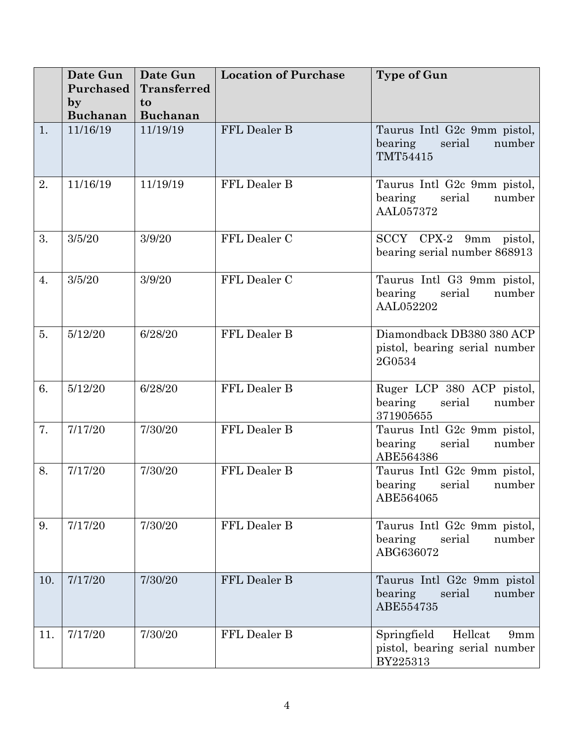| | Date Gun Purchased by Buchanan | Date Gun Transferred to Buchanan | Location of Purchase | Type of Gun |
|---|---|---|---|---|
| 1. | 11/16/19 | 11/19/19 | FFL Dealer B | Taurus Intl G2c 9mm pistol, bearing serial number TMT54415 |
| 2. | 11/16/19 | 11/19/19 | FFL Dealer B | Taurus Intl G2c 9mm pistol, bearing serial number AAL057372 |
| 3. | 3/5/20 | 3/9/20 | FFL Dealer C | SCCY CPX-2 9mm pistol, bearing serial number 868913 |
| 4. | 3/5/20 | 3/9/20 | FFL Dealer C | Taurus Intl G3 9mm pistol, bearing serial number AAL052202 |
| 5. | 5/12/20 | 6/28/20 | FFL Dealer B | Diamondback DB380 380 ACP pistol, bearing serial number 2G0534 |
| 6. | 5/12/20 | 6/28/20 | FFL Dealer B | Ruger LCP 380 ACP pistol, bearing serial number 371905655 |
| 7. | 7/17/20 | 7/30/20 | FFL Dealer B | Taurus Intl G2c 9mm pistol, bearing serial number ABE564386 |
| 8. | 7/17/20 | 7/30/20 | FFL Dealer B | Taurus Intl G2c 9mm pistol, bearing serial number ABE564065 |
| 9. | 7/17/20 | 7/30/20 | FFL Dealer B | Taurus Intl G2c 9mm pistol, bearing serial number ABG636072 |
| 10. | 7/17/20 | 7/30/20 | FFL Dealer B | Taurus Intl G2c 9mm pistol bearing serial number ABE554735 |
| 11. | 7/17/20 | 7/30/20 | FFL Dealer B | Springfield Hellcat 9mm pistol, bearing serial number BY225313 |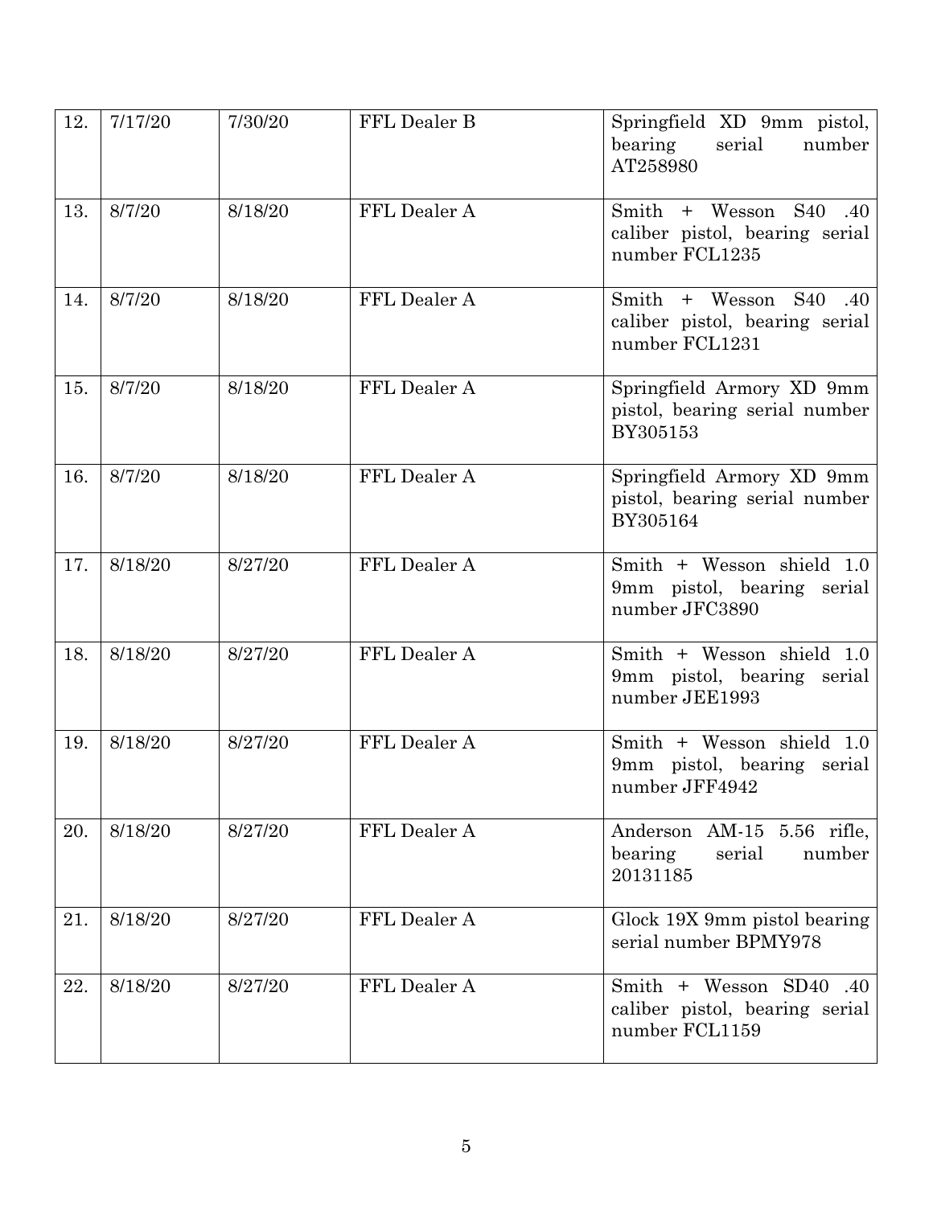| | | | | |
|---|---|---|---|---|
| 12. | 7/17/20 | 7/30/20 | FFL Dealer B | Springfield XD 9mm pistol, bearing serial number AT258980 |
| 13. | 8/7/20 | 8/18/20 | FFL Dealer A | Smith + Wesson S40 .40 caliber pistol, bearing serial number FCL1235 |
| 14. | 8/7/20 | 8/18/20 | FFL Dealer A | Smith + Wesson S40 .40 caliber pistol, bearing serial number FCL1231 |
| 15. | 8/7/20 | 8/18/20 | FFL Dealer A | Springfield Armory XD 9mm pistol, bearing serial number BY305153 |
| 16. | 8/7/20 | 8/18/20 | FFL Dealer A | Springfield Armory XD 9mm pistol, bearing serial number BY305164 |
| 17. | 8/18/20 | 8/27/20 | FFL Dealer A | Smith + Wesson shield 1.0 9mm pistol, bearing serial number JFC3890 |
| 18. | 8/18/20 | 8/27/20 | FFL Dealer A | Smith + Wesson shield 1.0 9mm pistol, bearing serial number JEE1993 |
| 19. | 8/18/20 | 8/27/20 | FFL Dealer A | Smith + Wesson shield 1.0 9mm pistol, bearing serial number JFF4942 |
| 20. | 8/18/20 | 8/27/20 | FFL Dealer A | Anderson AM-15 5.56 rifle, bearing serial number 20131185 |
| 21. | 8/18/20 | 8/27/20 | FFL Dealer A | Glock 19X 9mm pistol bearing serial number BPMY978 |
| 22. | 8/18/20 | 8/27/20 | FFL Dealer A | Smith + Wesson SD40 .40 caliber pistol, bearing serial number FCL1159 |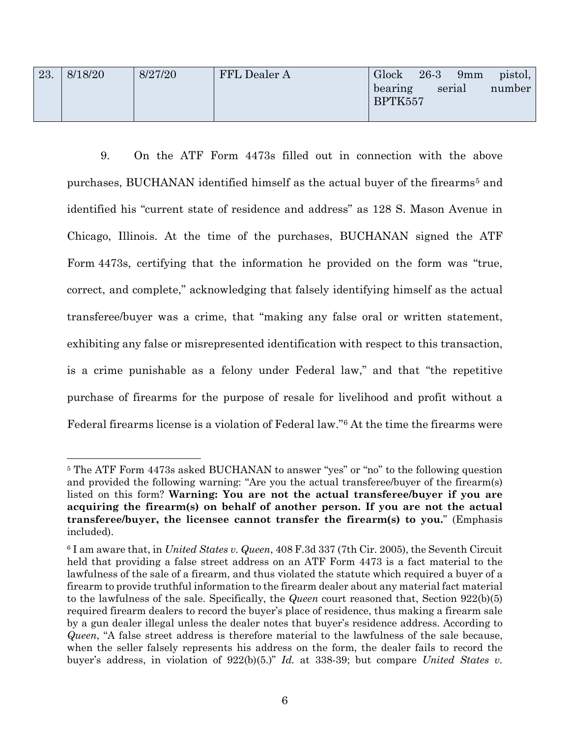| | | | | |
|---|---|---|---|---|
| 23. | 8/18/20 | 8/27/20 | FFL Dealer A | Glock 26-3 9mm pistol, bearing serial number BPTK557 |

9. On the ATF Form 4473s filled out in connection with the above purchases, BUCHANAN identified himself as the actual buyer of the firearms[5] and identified his "current state of residence and address" as 128 S. Mason Avenue in Chicago, Illinois. At the time of the purchases, BUCHANAN signed the ATF Form 4473s, certifying that the information he provided on the form was "true, correct, and complete," acknowledging that falsely identifying himself as the actual transferee/buyer was a crime, that "making any false oral or written statement, exhibiting any false or misrepresented identification with respect to this transaction, is a crime punishable as a felony under Federal law," and that "the repetitive purchase of firearms for the purpose of resale for livelihood and profit without a Federal firearms license is a violation of Federal law."[6] At the time the firearms were

---

[5] The ATF Form 4473s asked BUCHANAN to answer "yes" or "no" to the following question and provided the following warning: "Are you the actual transferee/buyer of the firearm(s) listed on this form? **Warning: You are not the actual transferee/buyer if you are acquiring the firearm(s) on behalf of another person. If you are not the actual transferee/buyer, the licensee cannot transfer the firearm(s) to you.**" (Emphasis included).

[6] I am aware that, in *United States v. Queen*, 408 F.3d 337 (7th Cir. 2005), the Seventh Circuit held that providing a false street address on an ATF Form 4473 is a fact material to the lawfulness of the sale of a firearm, and thus violated the statute which required a buyer of a firearm to provide truthful information to the firearm dealer about any material fact material to the lawfulness of the sale. Specifically, the *Queen* court reasoned that, Section 922(b)(5) required firearm dealers to record the buyer's place of residence, thus making a firearm sale by a gun dealer illegal unless the dealer notes that buyer's residence address. According to *Queen*, "A false street address is therefore material to the lawfulness of the sale because, when the seller falsely represents his address on the form, the dealer fails to record the buyer's address, in violation of 922(b)(5.)" *Id.* at 338-39; but compare *United States v.*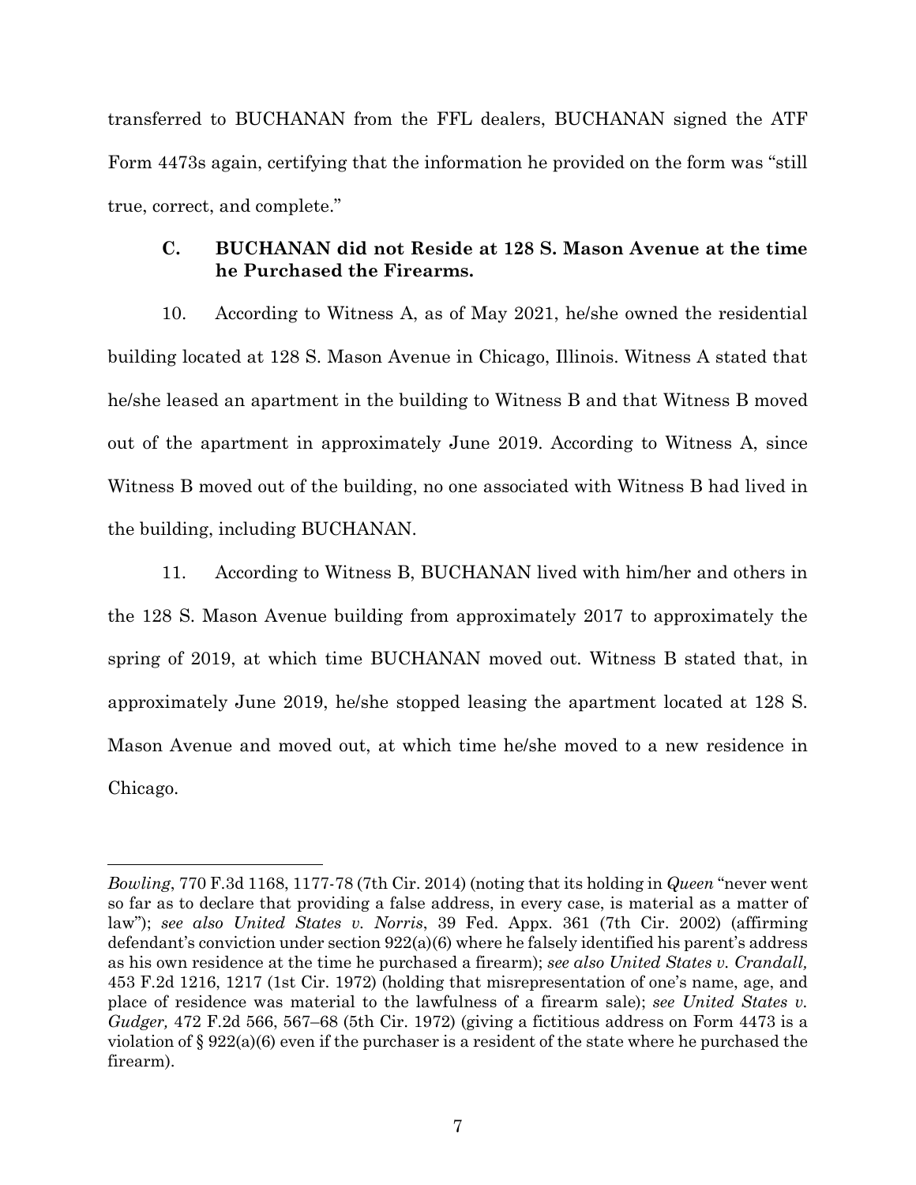transferred to BUCHANAN from the FFL dealers, BUCHANAN signed the ATF Form 4473s again, certifying that the information he provided on the form was "still true, correct, and complete."

### C. BUCHANAN did not Reside at 128 S. Mason Avenue at the time he Purchased the Firearms.

10. According to Witness A, as of May 2021, he/she owned the residential building located at 128 S. Mason Avenue in Chicago, Illinois. Witness A stated that he/she leased an apartment in the building to Witness B and that Witness B moved out of the apartment in approximately June 2019. According to Witness A, since Witness B moved out of the building, no one associated with Witness B had lived in the building, including BUCHANAN.

11. According to Witness B, BUCHANAN lived with him/her and others in the 128 S. Mason Avenue building from approximately 2017 to approximately the spring of 2019, at which time BUCHANAN moved out. Witness B stated that, in approximately June 2019, he/she stopped leasing the apartment located at 128 S. Mason Avenue and moved out, at which time he/she moved to a new residence in Chicago.

---

*Bowling*, 770 F.3d 1168, 1177-78 (7th Cir. 2014) (noting that its holding in *Queen* "never went so far as to declare that providing a false address, in every case, is material as a matter of law"); *see also United States v. Norris*, 39 Fed. Appx. 361 (7th Cir. 2002) (affirming defendant's conviction under section 922(a)(6) where he falsely identified his parent's address as his own residence at the time he purchased a firearm); *see also United States v. Crandall,* 453 F.2d 1216, 1217 (1st Cir. 1972) (holding that misrepresentation of one's name, age, and place of residence was material to the lawfulness of a firearm sale); *see United States v. Gudger,* 472 F.2d 566, 567–68 (5th Cir. 1972) (giving a fictitious address on Form 4473 is a violation of § 922(a)(6) even if the purchaser is a resident of the state where he purchased the firearm).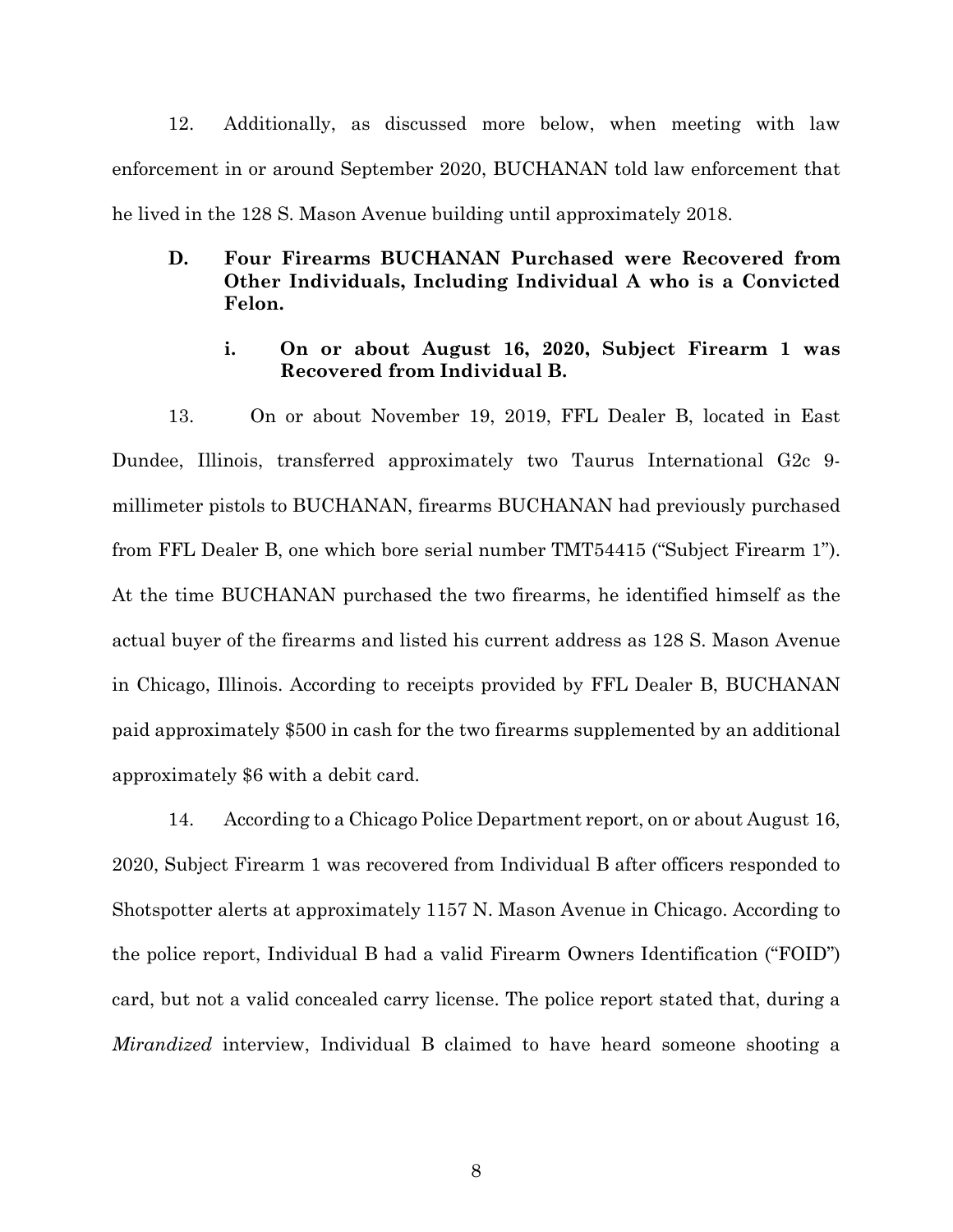12. Additionally, as discussed more below, when meeting with law enforcement in or around September 2020, BUCHANAN told law enforcement that he lived in the 128 S. Mason Avenue building until approximately 2018.

**D. Four Firearms BUCHANAN Purchased were Recovered from Other Individuals, Including Individual A who is a Convicted Felon.**

**i. On or about August 16, 2020, Subject Firearm 1 was Recovered from Individual B.**

13. On or about November 19, 2019, FFL Dealer B, located in East Dundee, Illinois, transferred approximately two Taurus International G2c 9-millimeter pistols to BUCHANAN, firearms BUCHANAN had previously purchased from FFL Dealer B, one which bore serial number TMT54415 ("Subject Firearm 1"). At the time BUCHANAN purchased the two firearms, he identified himself as the actual buyer of the firearms and listed his current address as 128 S. Mason Avenue in Chicago, Illinois. According to receipts provided by FFL Dealer B, BUCHANAN paid approximately $500 in cash for the two firearms supplemented by an additional approximately $6 with a debit card.

14. According to a Chicago Police Department report, on or about August 16, 2020, Subject Firearm 1 was recovered from Individual B after officers responded to Shotspotter alerts at approximately 1157 N. Mason Avenue in Chicago. According to the police report, Individual B had a valid Firearm Owners Identification ("FOID") card, but not a valid concealed carry license. The police report stated that, during a *Mirandized* interview, Individual B claimed to have heard someone shooting a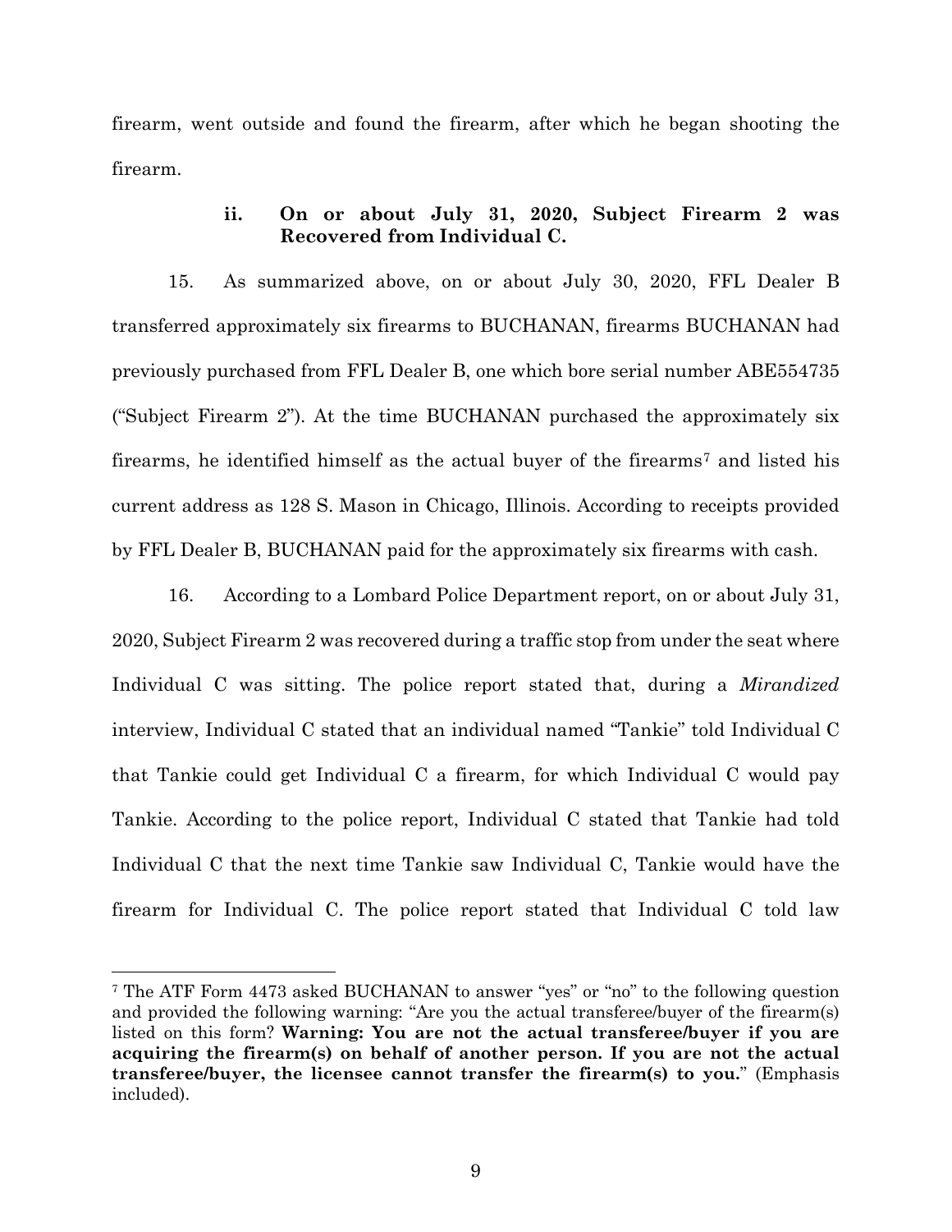firearm, went outside and found the firearm, after which he began shooting the firearm.

### ii. On or about July 31, 2020, Subject Firearm 2 was Recovered from Individual C.

15. As summarized above, on or about July 30, 2020, FFL Dealer B transferred approximately six firearms to BUCHANAN, firearms BUCHANAN had previously purchased from FFL Dealer B, one which bore serial number ABE554735 ("Subject Firearm 2"). At the time BUCHANAN purchased the approximately six firearms, he identified himself as the actual buyer of the firearms[7] and listed his current address as 128 S. Mason in Chicago, Illinois. According to receipts provided by FFL Dealer B, BUCHANAN paid for the approximately six firearms with cash.

16. According to a Lombard Police Department report, on or about July 31, 2020, Subject Firearm 2 was recovered during a traffic stop from under the seat where Individual C was sitting. The police report stated that, during a *Mirandized* interview, Individual C stated that an individual named "Tankie" told Individual C that Tankie could get Individual C a firearm, for which Individual C would pay Tankie. According to the police report, Individual C stated that Tankie had told Individual C that the next time Tankie saw Individual C, Tankie would have the firearm for Individual C. The police report stated that Individual C told law

[7] The ATF Form 4473 asked BUCHANAN to answer "yes" or "no" to the following question and provided the following warning: "Are you the actual transferee/buyer of the firearm(s) listed on this form? **Warning: You are not the actual transferee/buyer if you are acquiring the firearm(s) on behalf of another person. If you are not the actual transferee/buyer, the licensee cannot transfer the firearm(s) to you.**" (Emphasis included).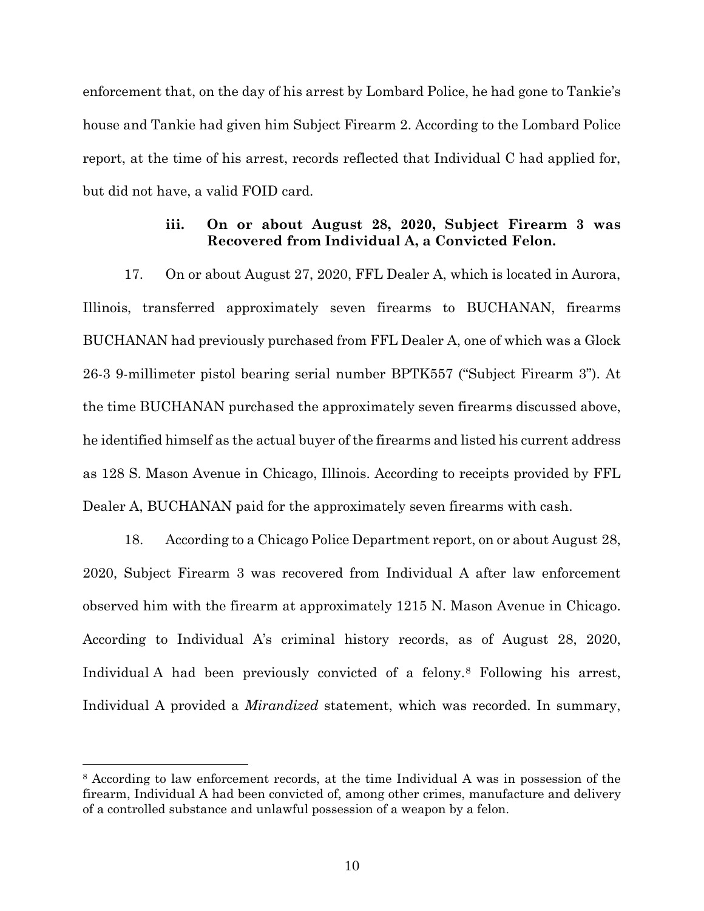enforcement that, on the day of his arrest by Lombard Police, he had gone to Tankie's house and Tankie had given him Subject Firearm 2. According to the Lombard Police report, at the time of his arrest, records reflected that Individual C had applied for, but did not have, a valid FOID card.

#### iii. On or about August 28, 2020, Subject Firearm 3 was Recovered from Individual A, a Convicted Felon.

17. On or about August 27, 2020, FFL Dealer A, which is located in Aurora, Illinois, transferred approximately seven firearms to BUCHANAN, firearms BUCHANAN had previously purchased from FFL Dealer A, one of which was a Glock 26-3 9-millimeter pistol bearing serial number BPTK557 ("Subject Firearm 3"). At the time BUCHANAN purchased the approximately seven firearms discussed above, he identified himself as the actual buyer of the firearms and listed his current address as 128 S. Mason Avenue in Chicago, Illinois. According to receipts provided by FFL Dealer A, BUCHANAN paid for the approximately seven firearms with cash.

18. According to a Chicago Police Department report, on or about August 28, 2020, Subject Firearm 3 was recovered from Individual A after law enforcement observed him with the firearm at approximately 1215 N. Mason Avenue in Chicago. According to Individual A's criminal history records, as of August 28, 2020, Individual A had been previously convicted of a felony.[8] Following his arrest, Individual A provided a *Mirandized* statement, which was recorded. In summary,

---

[8] According to law enforcement records, at the time Individual A was in possession of the firearm, Individual A had been convicted of, among other crimes, manufacture and delivery of a controlled substance and unlawful possession of a weapon by a felon.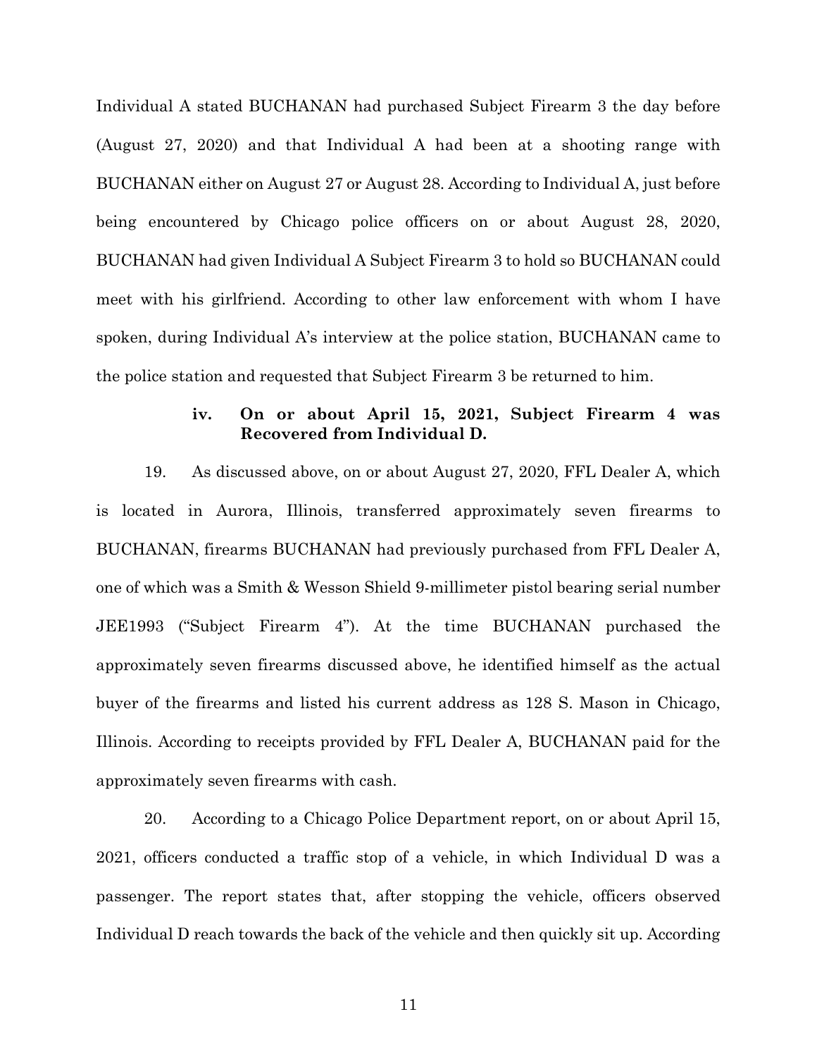Individual A stated BUCHANAN had purchased Subject Firearm 3 the day before (August 27, 2020) and that Individual A had been at a shooting range with BUCHANAN either on August 27 or August 28. According to Individual A, just before being encountered by Chicago police officers on or about August 28, 2020, BUCHANAN had given Individual A Subject Firearm 3 to hold so BUCHANAN could meet with his girlfriend. According to other law enforcement with whom I have spoken, during Individual A's interview at the police station, BUCHANAN came to the police station and requested that Subject Firearm 3 be returned to him.

#### iv. On or about April 15, 2021, Subject Firearm 4 was Recovered from Individual D.

19. As discussed above, on or about August 27, 2020, FFL Dealer A, which is located in Aurora, Illinois, transferred approximately seven firearms to BUCHANAN, firearms BUCHANAN had previously purchased from FFL Dealer A, one of which was a Smith & Wesson Shield 9-millimeter pistol bearing serial number JEE1993 ("Subject Firearm 4"). At the time BUCHANAN purchased the approximately seven firearms discussed above, he identified himself as the actual buyer of the firearms and listed his current address as 128 S. Mason in Chicago, Illinois. According to receipts provided by FFL Dealer A, BUCHANAN paid for the approximately seven firearms with cash.

20. According to a Chicago Police Department report, on or about April 15, 2021, officers conducted a traffic stop of a vehicle, in which Individual D was a passenger. The report states that, after stopping the vehicle, officers observed Individual D reach towards the back of the vehicle and then quickly sit up. According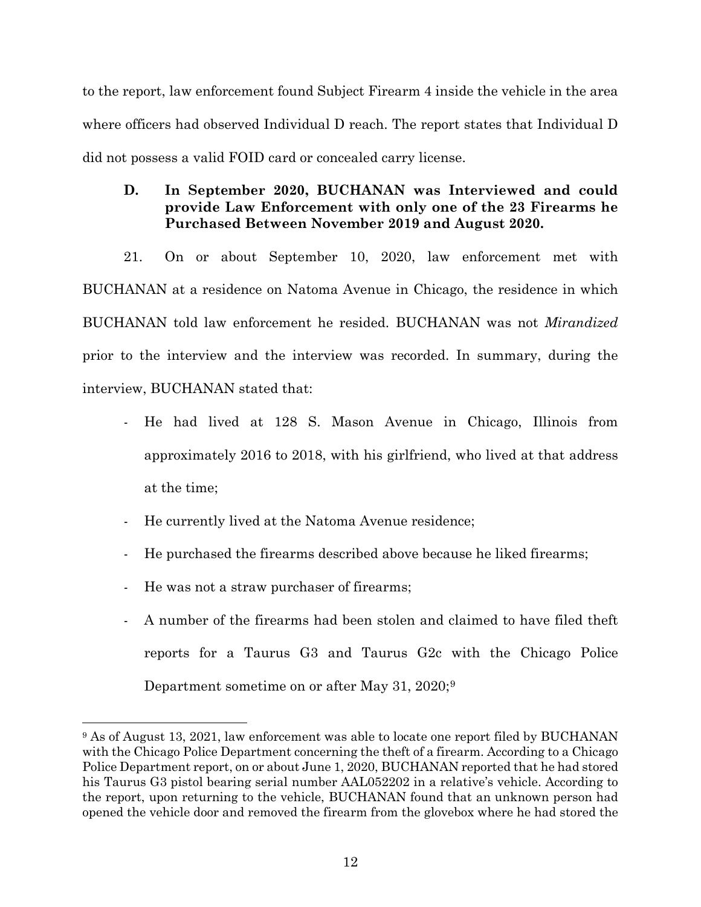to the report, law enforcement found Subject Firearm 4 inside the vehicle in the area where officers had observed Individual D reach. The report states that Individual D did not possess a valid FOID card or concealed carry license.

### D. In September 2020, BUCHANAN was Interviewed and could provide Law Enforcement with only one of the 23 Firearms he Purchased Between November 2019 and August 2020.

21. On or about September 10, 2020, law enforcement met with BUCHANAN at a residence on Natoma Avenue in Chicago, the residence in which BUCHANAN told law enforcement he resided. BUCHANAN was not *Mirandized* prior to the interview and the interview was recorded. In summary, during the interview, BUCHANAN stated that:

- He had lived at 128 S. Mason Avenue in Chicago, Illinois from approximately 2016 to 2018, with his girlfriend, who lived at that address at the time;
- He currently lived at the Natoma Avenue residence;
- He purchased the firearms described above because he liked firearms;
- He was not a straw purchaser of firearms;
- A number of the firearms had been stolen and claimed to have filed theft reports for a Taurus G3 and Taurus G2c with the Chicago Police Department sometime on or after May 31, 2020;[9]

[9] As of August 13, 2021, law enforcement was able to locate one report filed by BUCHANAN with the Chicago Police Department concerning the theft of a firearm. According to a Chicago Police Department report, on or about June 1, 2020, BUCHANAN reported that he had stored his Taurus G3 pistol bearing serial number AAL052202 in a relative's vehicle. According to the report, upon returning to the vehicle, BUCHANAN found that an unknown person had opened the vehicle door and removed the firearm from the glovebox where he had stored the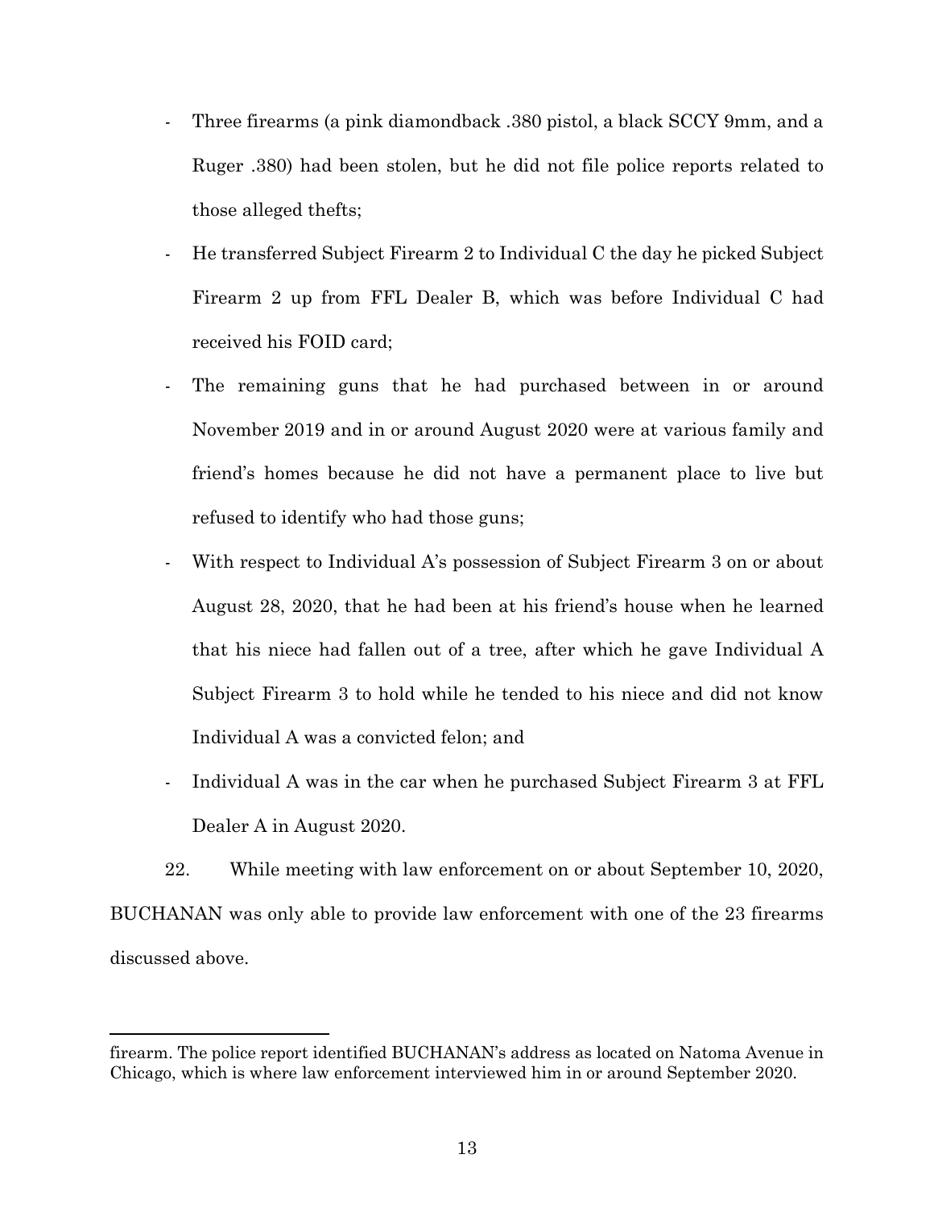- Three firearms (a pink diamondback .380 pistol, a black SCCY 9mm, and a Ruger .380) had been stolen, but he did not file police reports related to those alleged thefts;
- He transferred Subject Firearm 2 to Individual C the day he picked Subject Firearm 2 up from FFL Dealer B, which was before Individual C had received his FOID card;
- The remaining guns that he had purchased between in or around November 2019 and in or around August 2020 were at various family and friend's homes because he did not have a permanent place to live but refused to identify who had those guns;
- With respect to Individual A's possession of Subject Firearm 3 on or about August 28, 2020, that he had been at his friend's house when he learned that his niece had fallen out of a tree, after which he gave Individual A Subject Firearm 3 to hold while he tended to his niece and did not know Individual A was a convicted felon; and
- Individual A was in the car when he purchased Subject Firearm 3 at FFL Dealer A in August 2020.

22. While meeting with law enforcement on or about September 10, 2020, BUCHANAN was only able to provide law enforcement with one of the 23 firearms discussed above.

---

firearm. The police report identified BUCHANAN's address as located on Natoma Avenue in Chicago, which is where law enforcement interviewed him in or around September 2020.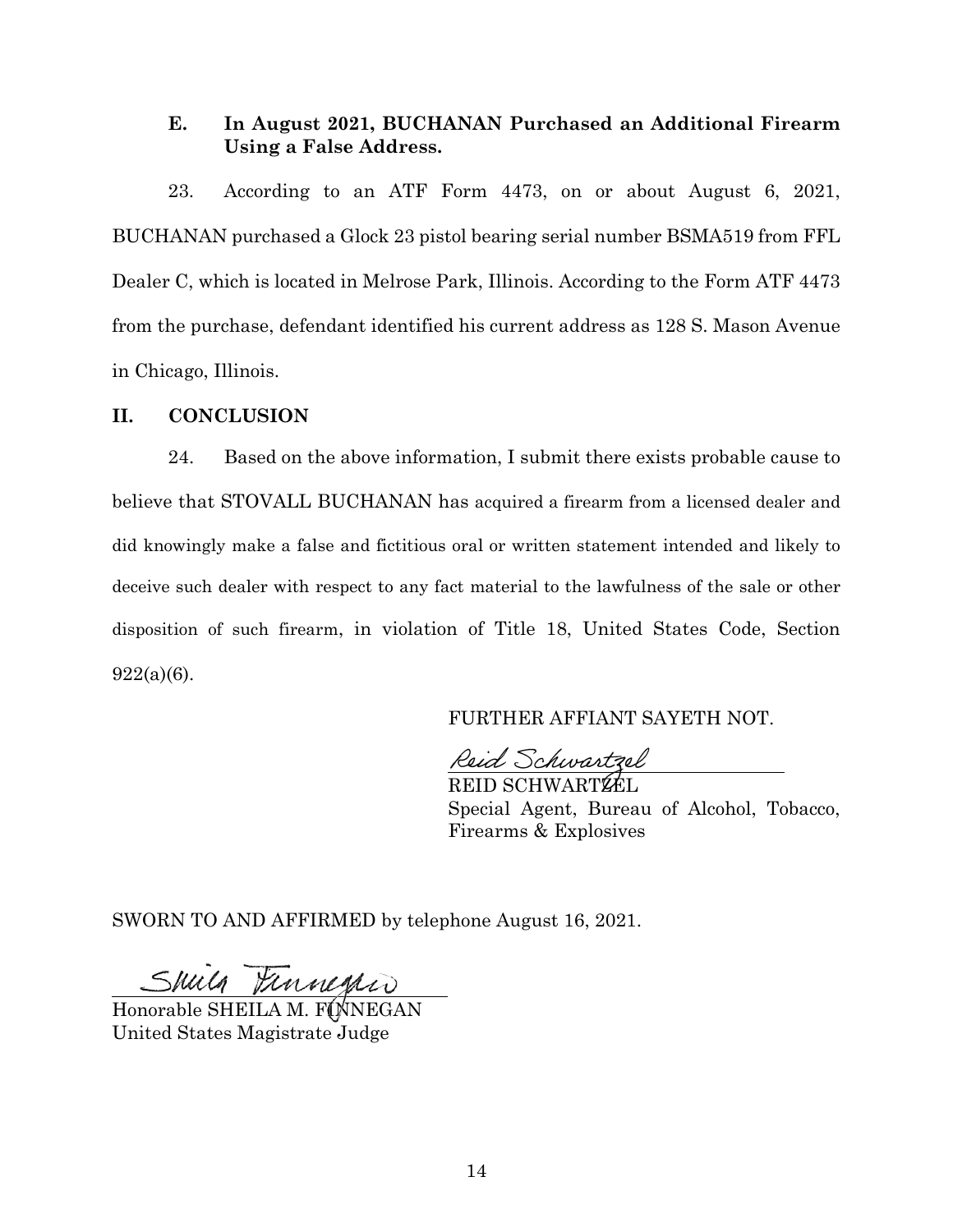### E. In August 2021, BUCHANAN Purchased an Additional Firearm Using a False Address.

23. According to an ATF Form 4473, on or about August 6, 2021, BUCHANAN purchased a Glock 23 pistol bearing serial number BSMA519 from FFL Dealer C, which is located in Melrose Park, Illinois. According to the Form ATF 4473 from the purchase, defendant identified his current address as 128 S. Mason Avenue in Chicago, Illinois.

## II. CONCLUSION

24. Based on the above information, I submit there exists probable cause to believe that STOVALL BUCHANAN has acquired a firearm from a licensed dealer and did knowingly make a false and fictitious oral or written statement intended and likely to deceive such dealer with respect to any fact material to the lawfulness of the sale or other disposition of such firearm, in violation of Title 18, United States Code, Section 922(a)(6).

FURTHER AFFIANT SAYETH NOT.

Reid Schwartzel

REID SCHWARTZEL
Special Agent, Bureau of Alcohol, Tobacco, Firearms & Explosives

SWORN TO AND AFFIRMED by telephone August 16, 2021.

Sheila Finnegan

Honorable SHEILA M. FINNEGAN
United States Magistrate Judge